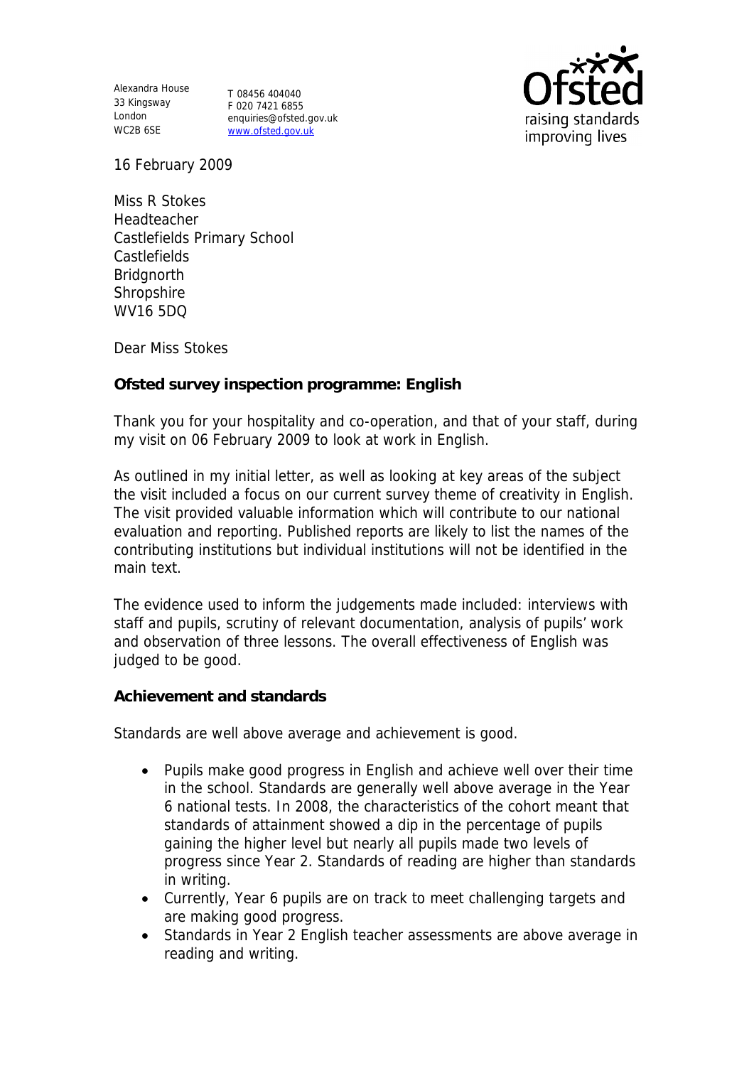Alexandra House
33 Kingsway
London
WC2B 6SE

T 08456 404040
F 020 7421 6855
enquiries@ofsted.gov.uk
www.ofsted.gov.uk

Ofsted raising standards improving lives

16 February 2009

Miss R Stokes
Headteacher
Castlefields Primary School
Castlefields
Bridgnorth
Shropshire
WV16 5DQ

Dear Miss Stokes

**Ofsted survey inspection programme: English**

Thank you for your hospitality and co-operation, and that of your staff, during my visit on 06 February 2009 to look at work in English.

As outlined in my initial letter, as well as looking at key areas of the subject the visit included a focus on our current survey theme of creativity in English. The visit provided valuable information which will contribute to our national evaluation and reporting. Published reports are likely to list the names of the contributing institutions but individual institutions will not be identified in the main text.

The evidence used to inform the judgements made included: interviews with staff and pupils, scrutiny of relevant documentation, analysis of pupils' work and observation of three lessons. The overall effectiveness of English was judged to be good.

**Achievement and standards**

Standards are well above average and achievement is good.

- Pupils make good progress in English and achieve well over their time in the school. Standards are generally well above average in the Year 6 national tests. In 2008, the characteristics of the cohort meant that standards of attainment showed a dip in the percentage of pupils gaining the higher level but nearly all pupils made two levels of progress since Year 2. Standards of reading are higher than standards in writing.
- Currently, Year 6 pupils are on track to meet challenging targets and are making good progress.
- Standards in Year 2 English teacher assessments are above average in reading and writing.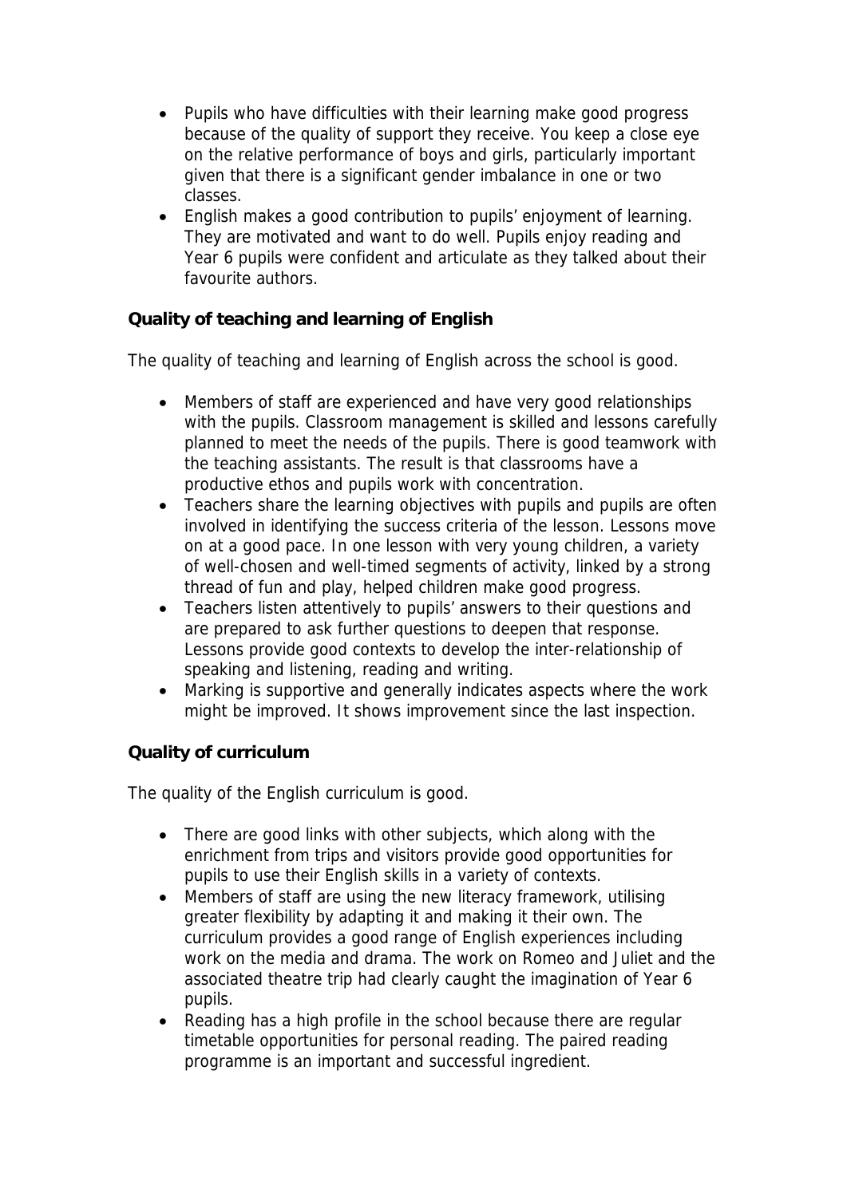- Pupils who have difficulties with their learning make good progress because of the quality of support they receive. You keep a close eye on the relative performance of boys and girls, particularly important given that there is a significant gender imbalance in one or two classes.
- English makes a good contribution to pupils' enjoyment of learning. They are motivated and want to do well. Pupils enjoy reading and Year 6 pupils were confident and articulate as they talked about their favourite authors.

**Quality of teaching and learning of English**

The quality of teaching and learning of English across the school is good.

- Members of staff are experienced and have very good relationships with the pupils. Classroom management is skilled and lessons carefully planned to meet the needs of the pupils. There is good teamwork with the teaching assistants. The result is that classrooms have a productive ethos and pupils work with concentration.
- Teachers share the learning objectives with pupils and pupils are often involved in identifying the success criteria of the lesson. Lessons move on at a good pace. In one lesson with very young children, a variety of well-chosen and well-timed segments of activity, linked by a strong thread of fun and play, helped children make good progress.
- Teachers listen attentively to pupils' answers to their questions and are prepared to ask further questions to deepen that response. Lessons provide good contexts to develop the inter-relationship of speaking and listening, reading and writing.
- Marking is supportive and generally indicates aspects where the work might be improved. It shows improvement since the last inspection.

**Quality of curriculum**

The quality of the English curriculum is good.

- There are good links with other subjects, which along with the enrichment from trips and visitors provide good opportunities for pupils to use their English skills in a variety of contexts.
- Members of staff are using the new literacy framework, utilising greater flexibility by adapting it and making it their own. The curriculum provides a good range of English experiences including work on the media and drama. The work on Romeo and Juliet and the associated theatre trip had clearly caught the imagination of Year 6 pupils.
- Reading has a high profile in the school because there are regular timetable opportunities for personal reading. The paired reading programme is an important and successful ingredient.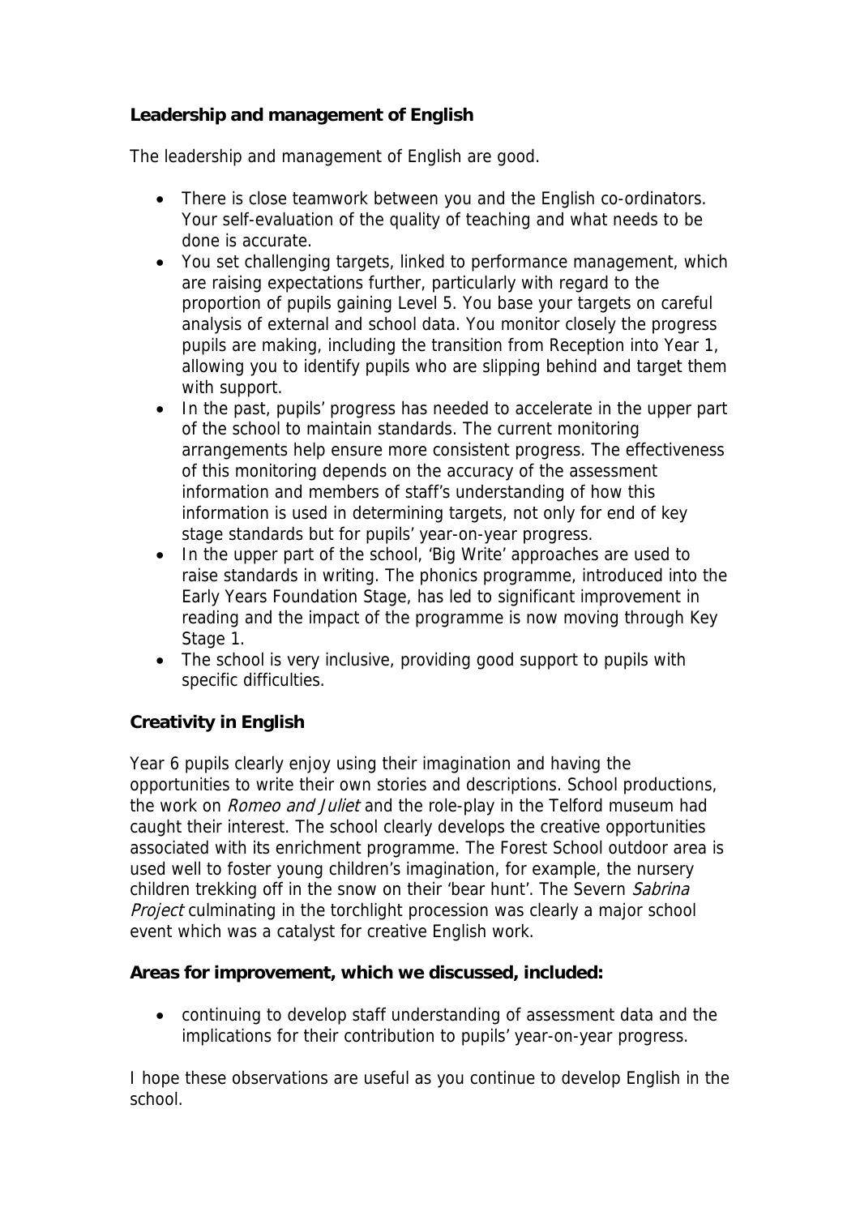**Leadership and management of English**

The leadership and management of English are good.

- There is close teamwork between you and the English co-ordinators. Your self-evaluation of the quality of teaching and what needs to be done is accurate.
- You set challenging targets, linked to performance management, which are raising expectations further, particularly with regard to the proportion of pupils gaining Level 5. You base your targets on careful analysis of external and school data. You monitor closely the progress pupils are making, including the transition from Reception into Year 1, allowing you to identify pupils who are slipping behind and target them with support.
- In the past, pupils' progress has needed to accelerate in the upper part of the school to maintain standards. The current monitoring arrangements help ensure more consistent progress. The effectiveness of this monitoring depends on the accuracy of the assessment information and members of staff's understanding of how this information is used in determining targets, not only for end of key stage standards but for pupils' year-on-year progress.
- In the upper part of the school, 'Big Write' approaches are used to raise standards in writing. The phonics programme, introduced into the Early Years Foundation Stage, has led to significant improvement in reading and the impact of the programme is now moving through Key Stage 1.
- The school is very inclusive, providing good support to pupils with specific difficulties.

**Creativity in English**

Year 6 pupils clearly enjoy using their imagination and having the opportunities to write their own stories and descriptions. School productions, the work on *Romeo and Juliet* and the role-play in the Telford museum had caught their interest. The school clearly develops the creative opportunities associated with its enrichment programme. The Forest School outdoor area is used well to foster young children's imagination, for example, the nursery children trekking off in the snow on their 'bear hunt'. The Severn *Sabrina Project* culminating in the torchlight procession was clearly a major school event which was a catalyst for creative English work.

**Areas for improvement, which we discussed, included:**

- continuing to develop staff understanding of assessment data and the implications for their contribution to pupils' year-on-year progress.

I hope these observations are useful as you continue to develop English in the school.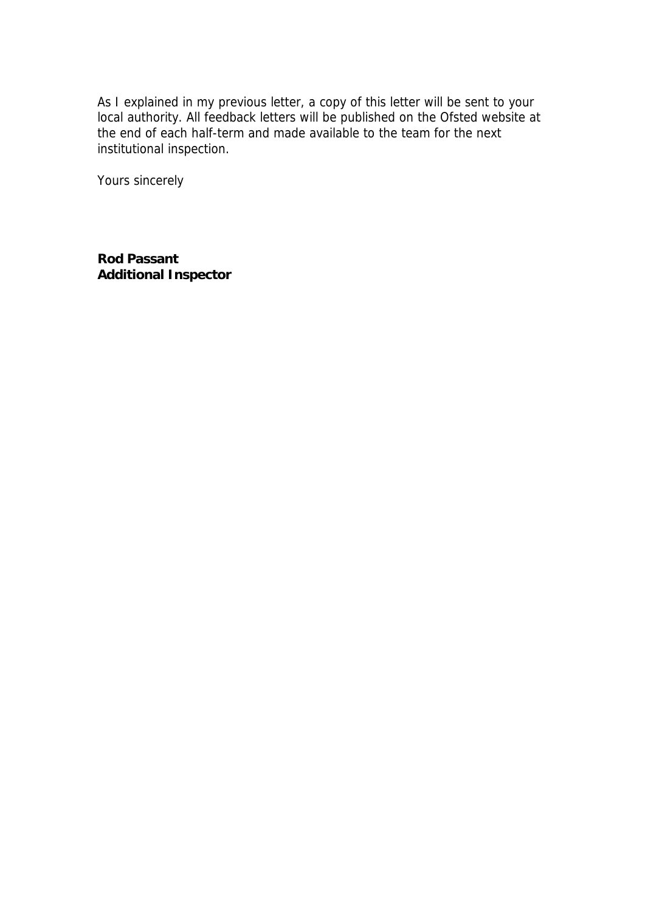As I explained in my previous letter, a copy of this letter will be sent to your local authority. All feedback letters will be published on the Ofsted website at the end of each half-term and made available to the team for the next institutional inspection.

Yours sincerely

**Rod Passant**
**Additional Inspector**